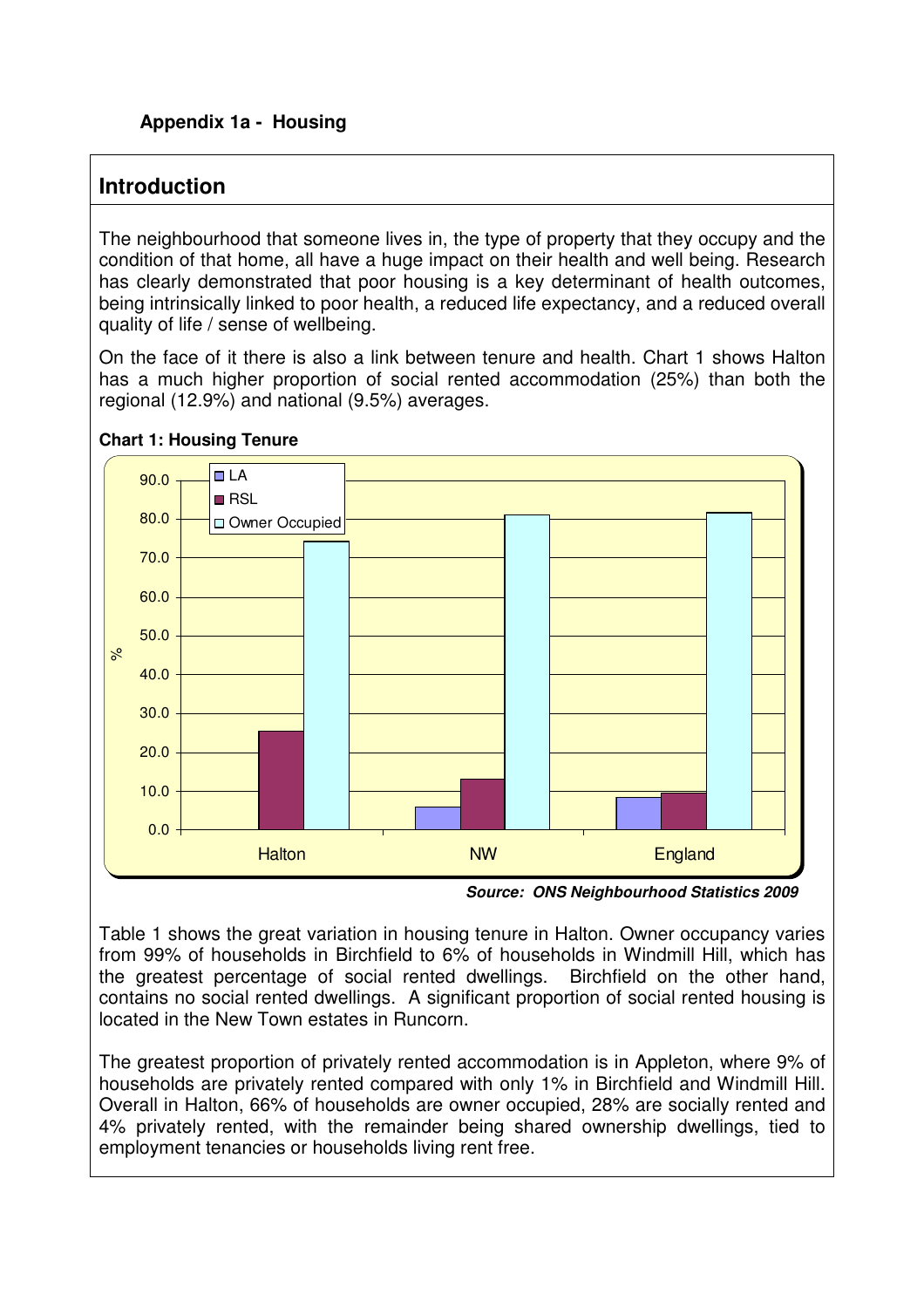**Appendix 1a - Housing**

## Introduction

The neighbourhood that someone lives in, the type of property that they occupy and the condition of that home, all have a huge impact on their health and well being. Research has clearly demonstrated that poor housing is a key determinant of health outcomes, being intrinsically linked to poor health, a reduced life expectancy, and a reduced overall quality of life / sense of wellbeing.

On the face of it there is also a link between tenure and health. Chart 1 shows Halton has a much higher proportion of social rented accommodation (25%) than both the regional (12.9%) and national (9.5%) averages.

**Chart 1: Housing Tenure**

***Source: ONS Neighbourhood Statistics 2009***

Table 1 shows the great variation in housing tenure in Halton. Owner occupancy varies from 99% of households in Birchfield to 6% of households in Windmill Hill, which has the greatest percentage of social rented dwellings. Birchfield on the other hand, contains no social rented dwellings. A significant proportion of social rented housing is located in the New Town estates in Runcorn.

The greatest proportion of privately rented accommodation is in Appleton, where 9% of households are privately rented compared with only 1% in Birchfield and Windmill Hill. Overall in Halton, 66% of households are owner occupied, 28% are socially rented and 4% privately rented, with the remainder being shared ownership dwellings, tied to employment tenancies or households living rent free.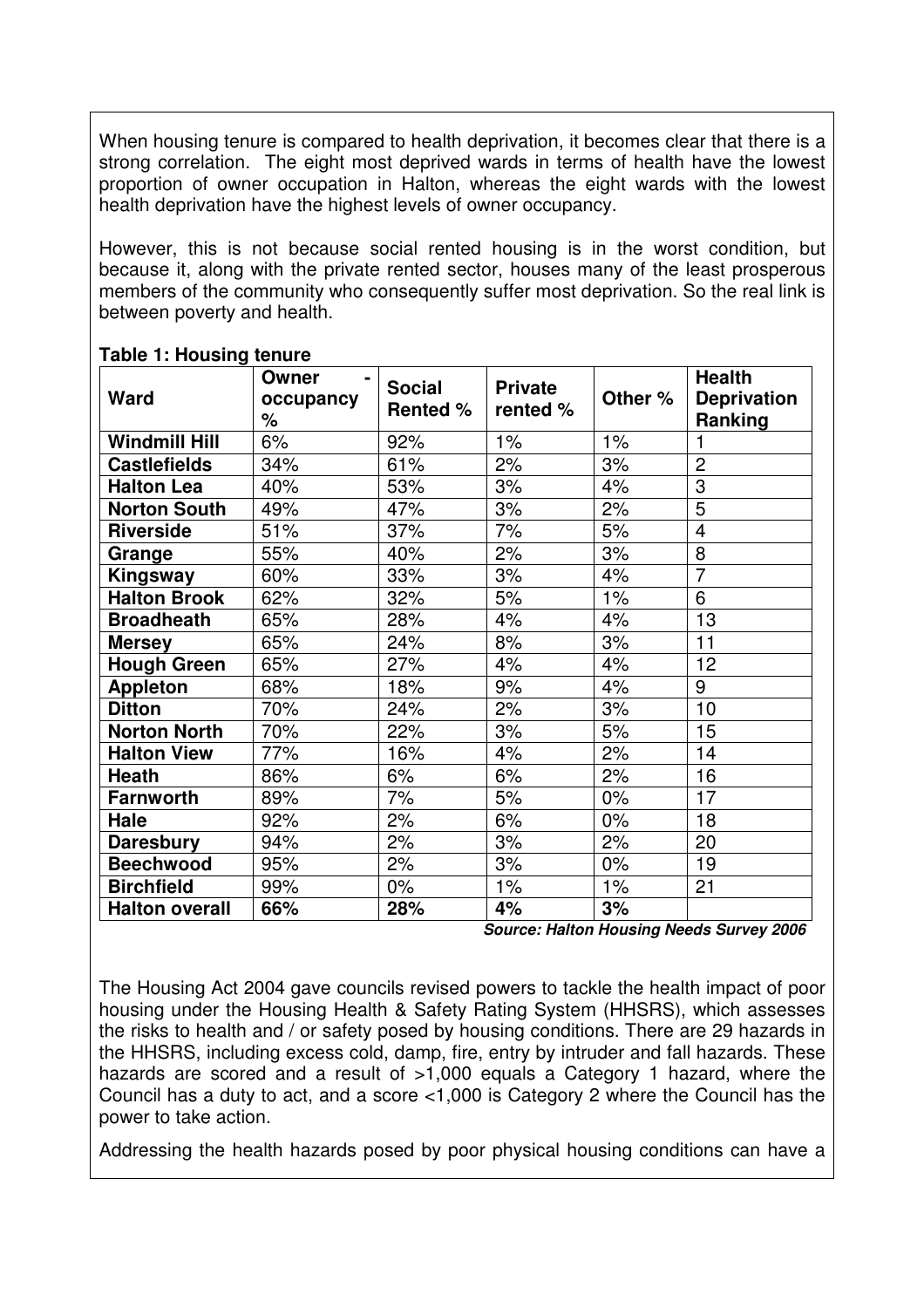When housing tenure is compared to health deprivation, it becomes clear that there is a strong correlation. The eight most deprived wards in terms of health have the lowest proportion of owner occupation in Halton, whereas the eight wards with the lowest health deprivation have the highest levels of owner occupancy.

However, this is not because social rented housing is in the worst condition, but because it, along with the private rented sector, houses many of the least prosperous members of the community who consequently suffer most deprivation. So the real link is between poverty and health.

**Table 1: Housing tenure**

| Ward | Owner - occupancy % | Social Rented % | Private rented % | Other % | Health Deprivation Ranking |
|---|---|---|---|---|---|
| **Windmill Hill** | 6% | 92% | 1% | 1% | 1 |
| **Castlefields** | 34% | 61% | 2% | 3% | 2 |
| **Halton Lea** | 40% | 53% | 3% | 4% | 3 |
| **Norton South** | 49% | 47% | 3% | 2% | 5 |
| **Riverside** | 51% | 37% | 7% | 5% | 4 |
| **Grange** | 55% | 40% | 2% | 3% | 8 |
| **Kingsway** | 60% | 33% | 3% | 4% | 7 |
| **Halton Brook** | 62% | 32% | 5% | 1% | 6 |
| **Broadheath** | 65% | 28% | 4% | 4% | 13 |
| **Mersey** | 65% | 24% | 8% | 3% | 11 |
| **Hough Green** | 65% | 27% | 4% | 4% | 12 |
| **Appleton** | 68% | 18% | 9% | 4% | 9 |
| **Ditton** | 70% | 24% | 2% | 3% | 10 |
| **Norton North** | 70% | 22% | 3% | 5% | 15 |
| **Halton View** | 77% | 16% | 4% | 2% | 14 |
| **Heath** | 86% | 6% | 6% | 2% | 16 |
| **Farnworth** | 89% | 7% | 5% | 0% | 17 |
| **Hale** | 92% | 2% | 6% | 0% | 18 |
| **Daresbury** | 94% | 2% | 3% | 2% | 20 |
| **Beechwood** | 95% | 2% | 3% | 0% | 19 |
| **Birchfield** | 99% | 0% | 1% | 1% | 21 |
| **Halton overall** | **66%** | **28%** | **4%** | **3%** | |

***Source: Halton Housing Needs Survey 2006***

The Housing Act 2004 gave councils revised powers to tackle the health impact of poor housing under the Housing Health & Safety Rating System (HHSRS), which assesses the risks to health and / or safety posed by housing conditions. There are 29 hazards in the HHSRS, including excess cold, damp, fire, entry by intruder and fall hazards. These hazards are scored and a result of >1,000 equals a Category 1 hazard, where the Council has a duty to act, and a score <1,000 is Category 2 where the Council has the power to take action.

Addressing the health hazards posed by poor physical housing conditions can have a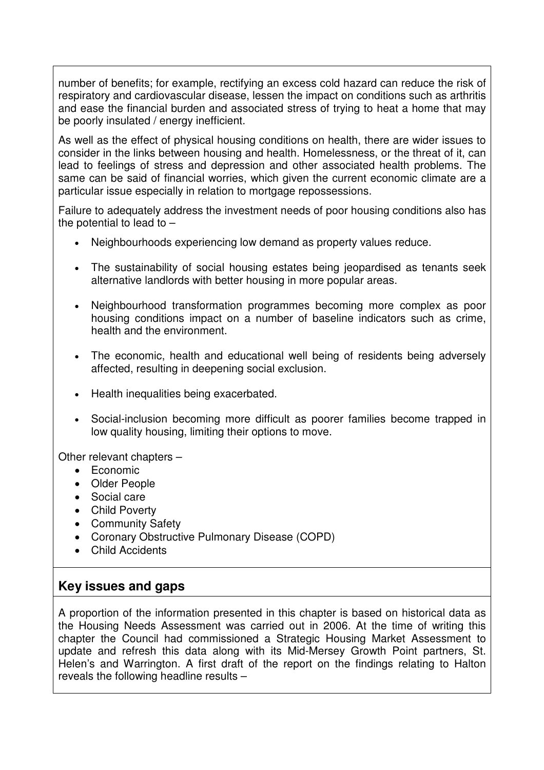number of benefits; for example, rectifying an excess cold hazard can reduce the risk of respiratory and cardiovascular disease, lessen the impact on conditions such as arthritis and ease the financial burden and associated stress of trying to heat a home that may be poorly insulated / energy inefficient.

As well as the effect of physical housing conditions on health, there are wider issues to consider in the links between housing and health. Homelessness, or the threat of it, can lead to feelings of stress and depression and other associated health problems. The same can be said of financial worries, which given the current economic climate are a particular issue especially in relation to mortgage repossessions.

Failure to adequately address the investment needs of poor housing conditions also has the potential to lead to –

- Neighbourhoods experiencing low demand as property values reduce.
- The sustainability of social housing estates being jeopardised as tenants seek alternative landlords with better housing in more popular areas.
- Neighbourhood transformation programmes becoming more complex as poor housing conditions impact on a number of baseline indicators such as crime, health and the environment.
- The economic, health and educational well being of residents being adversely affected, resulting in deepening social exclusion.
- Health inequalities being exacerbated.
- Social-inclusion becoming more difficult as poorer families become trapped in low quality housing, limiting their options to move.

Other relevant chapters –

- Economic
- Older People
- Social care
- Child Poverty
- Community Safety
- Coronary Obstructive Pulmonary Disease (COPD)
- Child Accidents

## Key issues and gaps

A proportion of the information presented in this chapter is based on historical data as the Housing Needs Assessment was carried out in 2006. At the time of writing this chapter the Council had commissioned a Strategic Housing Market Assessment to update and refresh this data along with its Mid-Mersey Growth Point partners, St. Helen's and Warrington. A first draft of the report on the findings relating to Halton reveals the following headline results –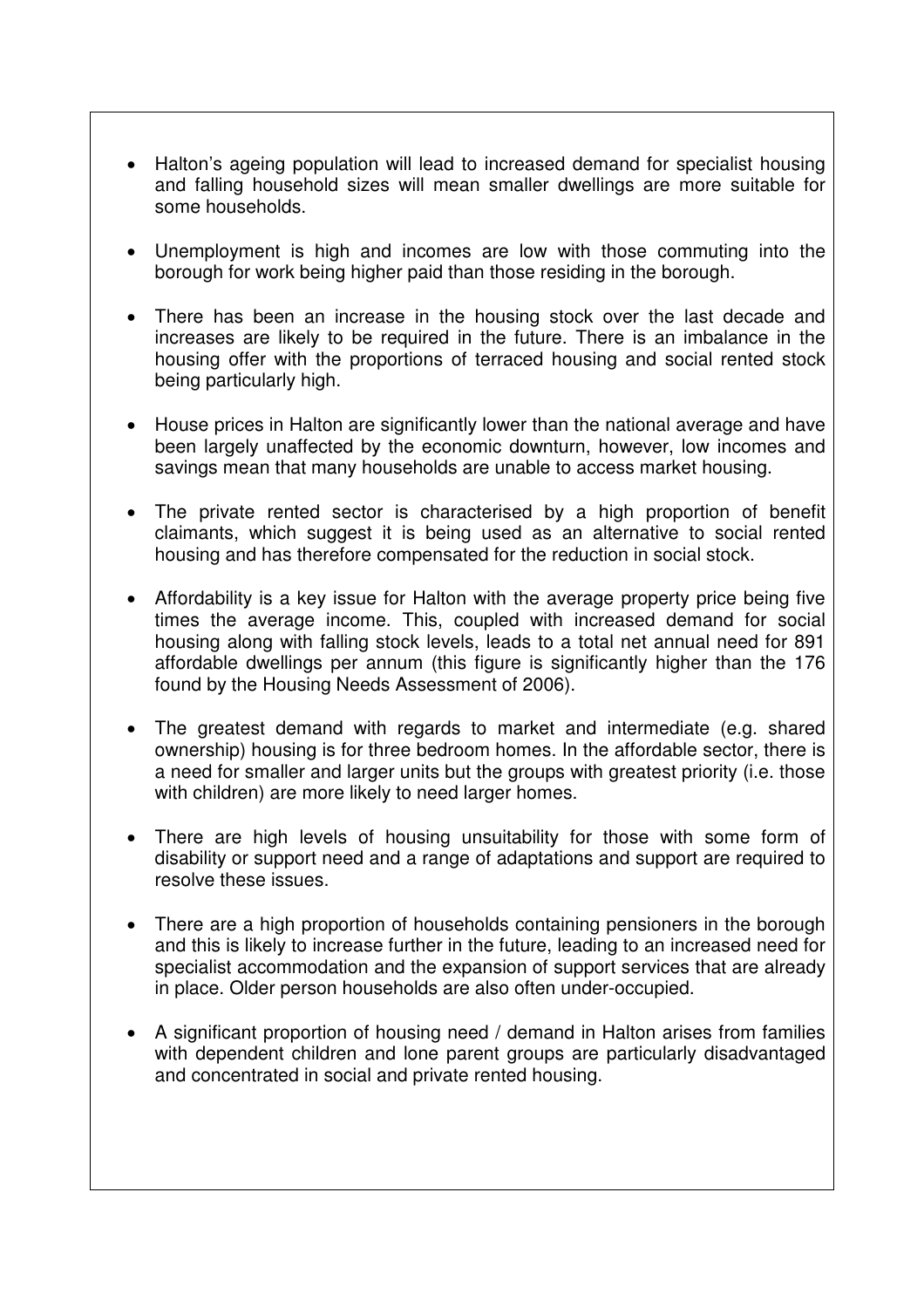- Halton's ageing population will lead to increased demand for specialist housing and falling household sizes will mean smaller dwellings are more suitable for some households.

- Unemployment is high and incomes are low with those commuting into the borough for work being higher paid than those residing in the borough.

- There has been an increase in the housing stock over the last decade and increases are likely to be required in the future. There is an imbalance in the housing offer with the proportions of terraced housing and social rented stock being particularly high.

- House prices in Halton are significantly lower than the national average and have been largely unaffected by the economic downturn, however, low incomes and savings mean that many households are unable to access market housing.

- The private rented sector is characterised by a high proportion of benefit claimants, which suggest it is being used as an alternative to social rented housing and has therefore compensated for the reduction in social stock.

- Affordability is a key issue for Halton with the average property price being five times the average income. This, coupled with increased demand for social housing along with falling stock levels, leads to a total net annual need for 891 affordable dwellings per annum (this figure is significantly higher than the 176 found by the Housing Needs Assessment of 2006).

- The greatest demand with regards to market and intermediate (e.g. shared ownership) housing is for three bedroom homes. In the affordable sector, there is a need for smaller and larger units but the groups with greatest priority (i.e. those with children) are more likely to need larger homes.

- There are high levels of housing unsuitability for those with some form of disability or support need and a range of adaptations and support are required to resolve these issues.

- There are a high proportion of households containing pensioners in the borough and this is likely to increase further in the future, leading to an increased need for specialist accommodation and the expansion of support services that are already in place. Older person households are also often under-occupied.

- A significant proportion of housing need / demand in Halton arises from families with dependent children and lone parent groups are particularly disadvantaged and concentrated in social and private rented housing.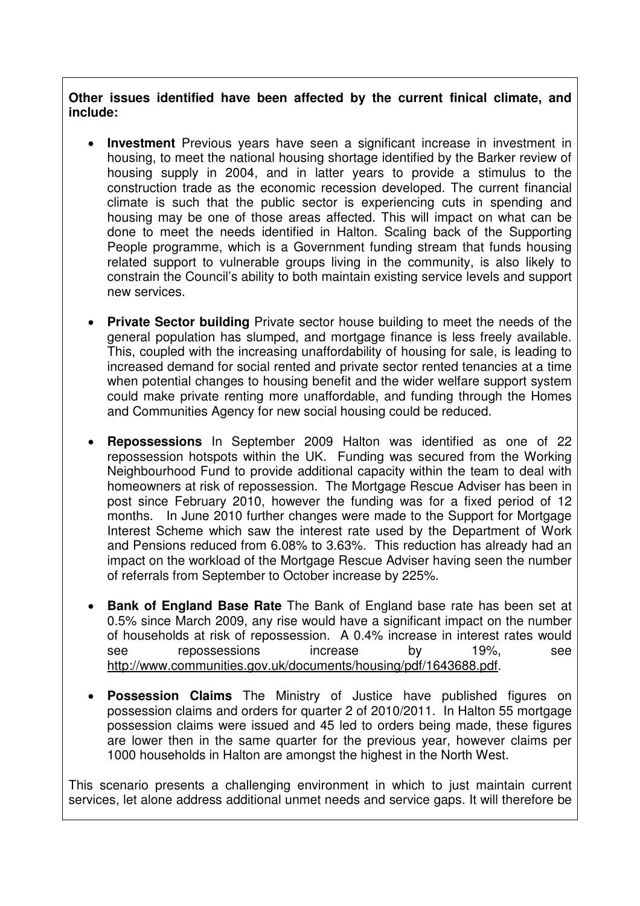**Other issues identified have been affected by the current finical climate, and include:**

- **Investment** Previous years have seen a significant increase in investment in housing, to meet the national housing shortage identified by the Barker review of housing supply in 2004, and in latter years to provide a stimulus to the construction trade as the economic recession developed. The current financial climate is such that the public sector is experiencing cuts in spending and housing may be one of those areas affected. This will impact on what can be done to meet the needs identified in Halton. Scaling back of the Supporting People programme, which is a Government funding stream that funds housing related support to vulnerable groups living in the community, is also likely to constrain the Council's ability to both maintain existing service levels and support new services.

- **Private Sector building** Private sector house building to meet the needs of the general population has slumped, and mortgage finance is less freely available. This, coupled with the increasing unaffordability of housing for sale, is leading to increased demand for social rented and private sector rented tenancies at a time when potential changes to housing benefit and the wider welfare support system could make private renting more unaffordable, and funding through the Homes and Communities Agency for new social housing could be reduced.

- **Repossessions** In September 2009 Halton was identified as one of 22 repossession hotspots within the UK. Funding was secured from the Working Neighbourhood Fund to provide additional capacity within the team to deal with homeowners at risk of repossession. The Mortgage Rescue Adviser has been in post since February 2010, however the funding was for a fixed period of 12 months. In June 2010 further changes were made to the Support for Mortgage Interest Scheme which saw the interest rate used by the Department of Work and Pensions reduced from 6.08% to 3.63%. This reduction has already had an impact on the workload of the Mortgage Rescue Adviser having seen the number of referrals from September to October increase by 225%.

- **Bank of England Base Rate** The Bank of England base rate has been set at 0.5% since March 2009, any rise would have a significant impact on the number of households at risk of repossession. A 0.4% increase in interest rates would see repossessions increase by 19%, see http://www.communities.gov.uk/documents/housing/pdf/1643688.pdf.

- **Possession Claims** The Ministry of Justice have published figures on possession claims and orders for quarter 2 of 2010/2011. In Halton 55 mortgage possession claims were issued and 45 led to orders being made, these figures are lower then in the same quarter for the previous year, however claims per 1000 households in Halton are amongst the highest in the North West.

This scenario presents a challenging environment in which to just maintain current services, let alone address additional unmet needs and service gaps. It will therefore be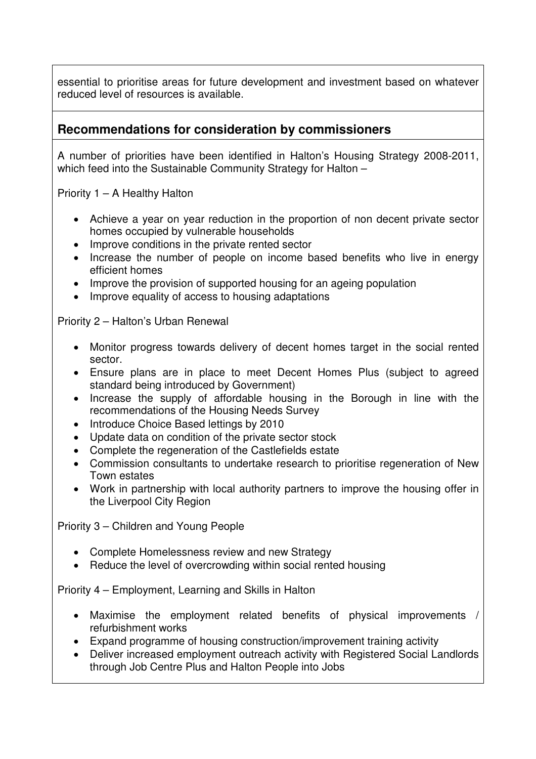essential to prioritise areas for future development and investment based on whatever reduced level of resources is available.

## Recommendations for consideration by commissioners

A number of priorities have been identified in Halton's Housing Strategy 2008-2011, which feed into the Sustainable Community Strategy for Halton –

Priority 1 – A Healthy Halton

- Achieve a year on year reduction in the proportion of non decent private sector homes occupied by vulnerable households
- Improve conditions in the private rented sector
- Increase the number of people on income based benefits who live in energy efficient homes
- Improve the provision of supported housing for an ageing population
- Improve equality of access to housing adaptations

Priority 2 – Halton's Urban Renewal

- Monitor progress towards delivery of decent homes target in the social rented sector.
- Ensure plans are in place to meet Decent Homes Plus (subject to agreed standard being introduced by Government)
- Increase the supply of affordable housing in the Borough in line with the recommendations of the Housing Needs Survey
- Introduce Choice Based lettings by 2010
- Update data on condition of the private sector stock
- Complete the regeneration of the Castlefields estate
- Commission consultants to undertake research to prioritise regeneration of New Town estates
- Work in partnership with local authority partners to improve the housing offer in the Liverpool City Region

Priority 3 – Children and Young People

- Complete Homelessness review and new Strategy
- Reduce the level of overcrowding within social rented housing

Priority 4 – Employment, Learning and Skills in Halton

- Maximise the employment related benefits of physical improvements / refurbishment works
- Expand programme of housing construction/improvement training activity
- Deliver increased employment outreach activity with Registered Social Landlords through Job Centre Plus and Halton People into Jobs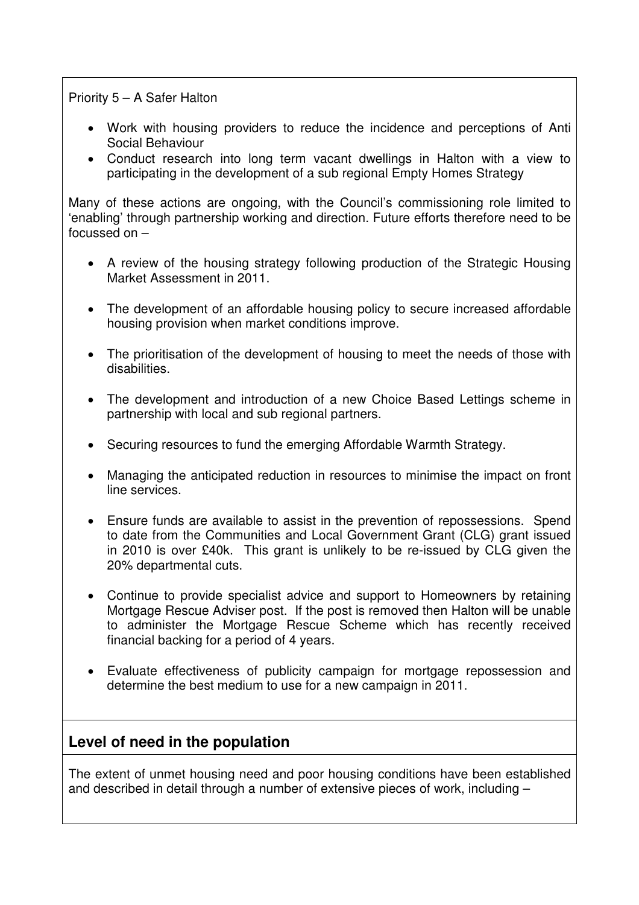Priority 5 – A Safer Halton

- Work with housing providers to reduce the incidence and perceptions of Anti Social Behaviour
- Conduct research into long term vacant dwellings in Halton with a view to participating in the development of a sub regional Empty Homes Strategy

Many of these actions are ongoing, with the Council's commissioning role limited to 'enabling' through partnership working and direction. Future efforts therefore need to be focussed on –

- A review of the housing strategy following production of the Strategic Housing Market Assessment in 2011.
- The development of an affordable housing policy to secure increased affordable housing provision when market conditions improve.
- The prioritisation of the development of housing to meet the needs of those with disabilities.
- The development and introduction of a new Choice Based Lettings scheme in partnership with local and sub regional partners.
- Securing resources to fund the emerging Affordable Warmth Strategy.
- Managing the anticipated reduction in resources to minimise the impact on front line services.
- Ensure funds are available to assist in the prevention of repossessions. Spend to date from the Communities and Local Government Grant (CLG) grant issued in 2010 is over £40k. This grant is unlikely to be re-issued by CLG given the 20% departmental cuts.
- Continue to provide specialist advice and support to Homeowners by retaining Mortgage Rescue Adviser post. If the post is removed then Halton will be unable to administer the Mortgage Rescue Scheme which has recently received financial backing for a period of 4 years.
- Evaluate effectiveness of publicity campaign for mortgage repossession and determine the best medium to use for a new campaign in 2011.

## Level of need in the population

The extent of unmet housing need and poor housing conditions have been established and described in detail through a number of extensive pieces of work, including –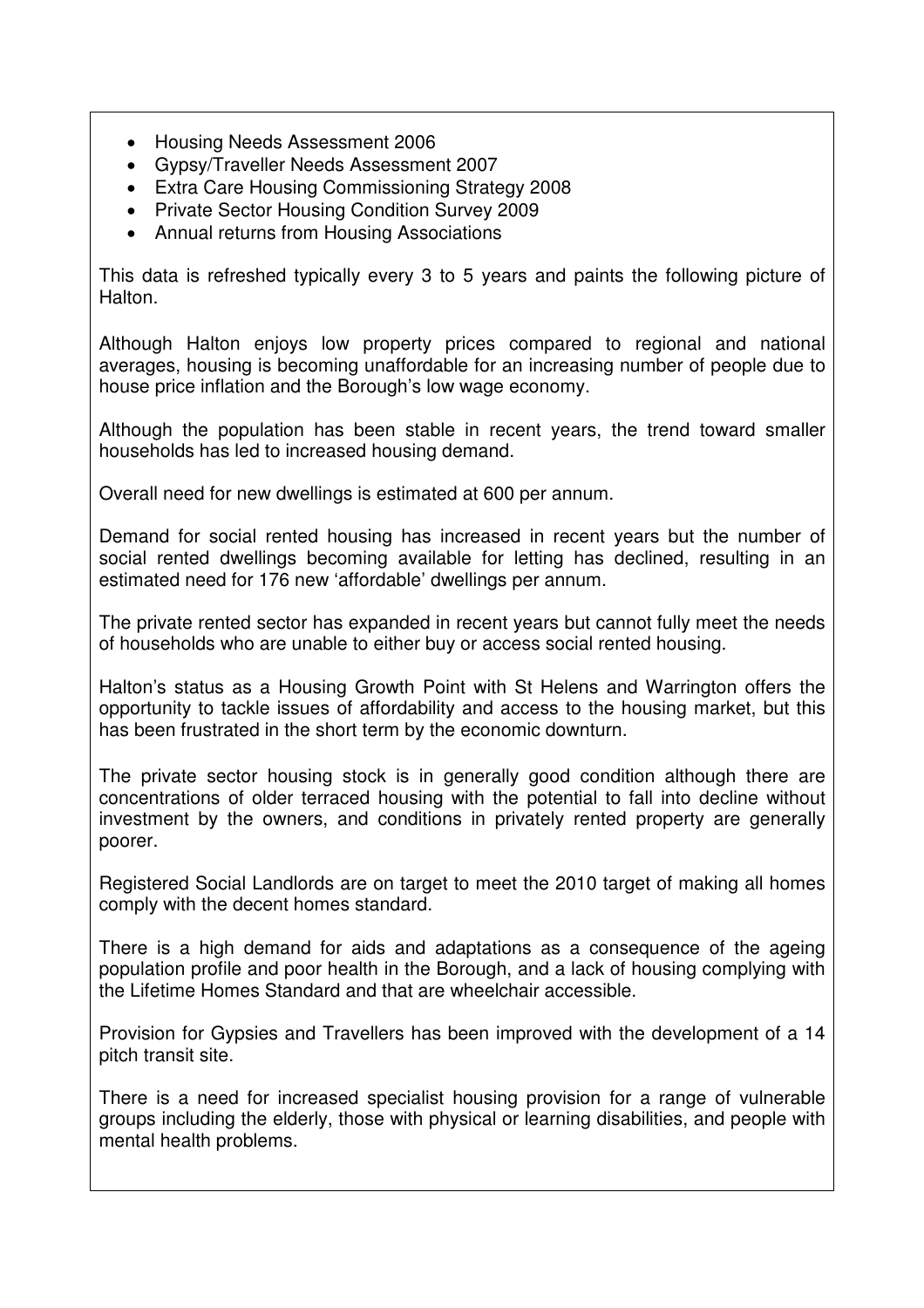- Housing Needs Assessment 2006
- Gypsy/Traveller Needs Assessment 2007
- Extra Care Housing Commissioning Strategy 2008
- Private Sector Housing Condition Survey 2009
- Annual returns from Housing Associations

This data is refreshed typically every 3 to 5 years and paints the following picture of Halton.

Although Halton enjoys low property prices compared to regional and national averages, housing is becoming unaffordable for an increasing number of people due to house price inflation and the Borough's low wage economy.

Although the population has been stable in recent years, the trend toward smaller households has led to increased housing demand.

Overall need for new dwellings is estimated at 600 per annum.

Demand for social rented housing has increased in recent years but the number of social rented dwellings becoming available for letting has declined, resulting in an estimated need for 176 new 'affordable' dwellings per annum.

The private rented sector has expanded in recent years but cannot fully meet the needs of households who are unable to either buy or access social rented housing.

Halton's status as a Housing Growth Point with St Helens and Warrington offers the opportunity to tackle issues of affordability and access to the housing market, but this has been frustrated in the short term by the economic downturn.

The private sector housing stock is in generally good condition although there are concentrations of older terraced housing with the potential to fall into decline without investment by the owners, and conditions in privately rented property are generally poorer.

Registered Social Landlords are on target to meet the 2010 target of making all homes comply with the decent homes standard.

There is a high demand for aids and adaptations as a consequence of the ageing population profile and poor health in the Borough, and a lack of housing complying with the Lifetime Homes Standard and that are wheelchair accessible.

Provision for Gypsies and Travellers has been improved with the development of a 14 pitch transit site.

There is a need for increased specialist housing provision for a range of vulnerable groups including the elderly, those with physical or learning disabilities, and people with mental health problems.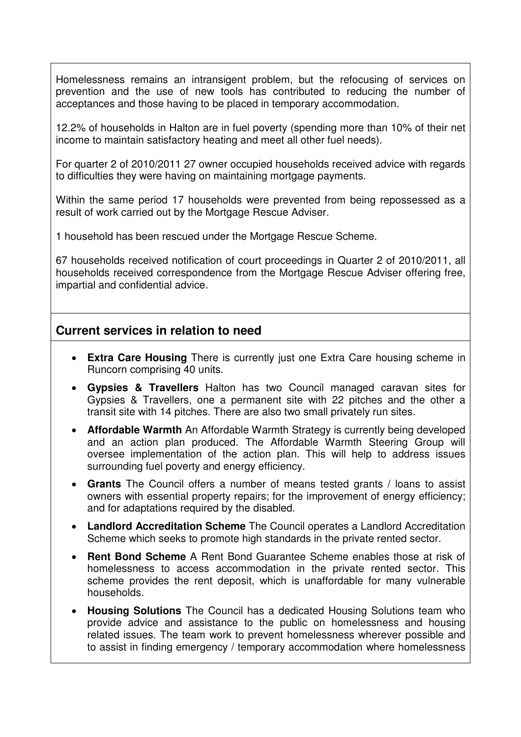Homelessness remains an intransigent problem, but the refocusing of services on prevention and the use of new tools has contributed to reducing the number of acceptances and those having to be placed in temporary accommodation.

12.2% of households in Halton are in fuel poverty (spending more than 10% of their net income to maintain satisfactory heating and meet all other fuel needs).

For quarter 2 of 2010/2011 27 owner occupied households received advice with regards to difficulties they were having on maintaining mortgage payments.

Within the same period 17 households were prevented from being repossessed as a result of work carried out by the Mortgage Rescue Adviser.

1 household has been rescued under the Mortgage Rescue Scheme.

67 households received notification of court proceedings in Quarter 2 of 2010/2011, all households received correspondence from the Mortgage Rescue Adviser offering free, impartial and confidential advice.

## Current services in relation to need

- **Extra Care Housing** There is currently just one Extra Care housing scheme in Runcorn comprising 40 units.
- **Gypsies & Travellers** Halton has two Council managed caravan sites for Gypsies & Travellers, one a permanent site with 22 pitches and the other a transit site with 14 pitches. There are also two small privately run sites.
- **Affordable Warmth** An Affordable Warmth Strategy is currently being developed and an action plan produced. The Affordable Warmth Steering Group will oversee implementation of the action plan. This will help to address issues surrounding fuel poverty and energy efficiency.
- **Grants** The Council offers a number of means tested grants / loans to assist owners with essential property repairs; for the improvement of energy efficiency; and for adaptations required by the disabled.
- **Landlord Accreditation Scheme** The Council operates a Landlord Accreditation Scheme which seeks to promote high standards in the private rented sector.
- **Rent Bond Scheme** A Rent Bond Guarantee Scheme enables those at risk of homelessness to access accommodation in the private rented sector. This scheme provides the rent deposit, which is unaffordable for many vulnerable households.
- **Housing Solutions** The Council has a dedicated Housing Solutions team who provide advice and assistance to the public on homelessness and housing related issues. The team work to prevent homelessness wherever possible and to assist in finding emergency / temporary accommodation where homelessness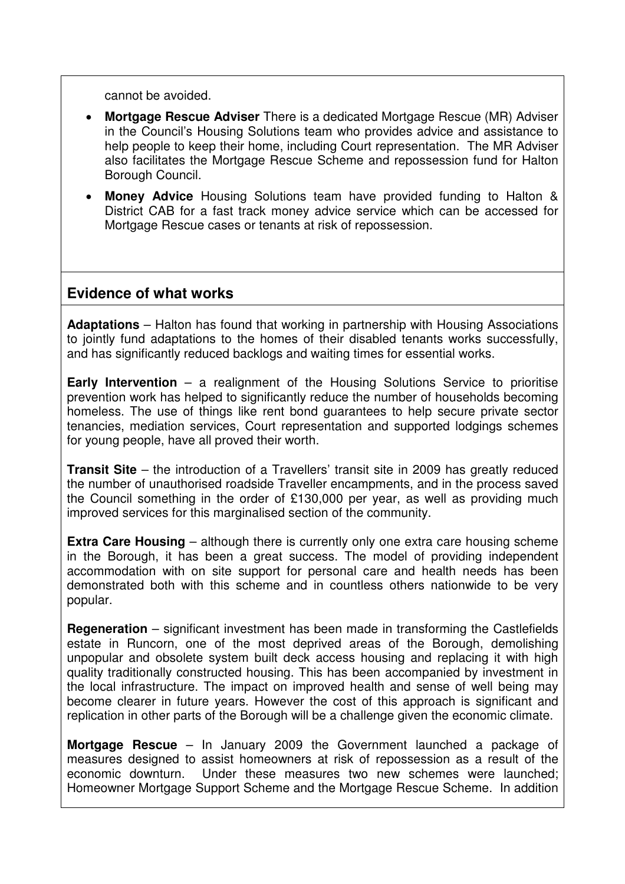cannot be avoided.

- **Mortgage Rescue Adviser** There is a dedicated Mortgage Rescue (MR) Adviser in the Council's Housing Solutions team who provides advice and assistance to help people to keep their home, including Court representation. The MR Adviser also facilitates the Mortgage Rescue Scheme and repossession fund for Halton Borough Council.
- **Money Advice** Housing Solutions team have provided funding to Halton & District CAB for a fast track money advice service which can be accessed for Mortgage Rescue cases or tenants at risk of repossession.

## Evidence of what works

**Adaptations** – Halton has found that working in partnership with Housing Associations to jointly fund adaptations to the homes of their disabled tenants works successfully, and has significantly reduced backlogs and waiting times for essential works.

**Early Intervention** – a realignment of the Housing Solutions Service to prioritise prevention work has helped to significantly reduce the number of households becoming homeless. The use of things like rent bond guarantees to help secure private sector tenancies, mediation services, Court representation and supported lodgings schemes for young people, have all proved their worth.

**Transit Site** – the introduction of a Travellers' transit site in 2009 has greatly reduced the number of unauthorised roadside Traveller encampments, and in the process saved the Council something in the order of £130,000 per year, as well as providing much improved services for this marginalised section of the community.

**Extra Care Housing** – although there is currently only one extra care housing scheme in the Borough, it has been a great success. The model of providing independent accommodation with on site support for personal care and health needs has been demonstrated both with this scheme and in countless others nationwide to be very popular.

**Regeneration** – significant investment has been made in transforming the Castlefields estate in Runcorn, one of the most deprived areas of the Borough, demolishing unpopular and obsolete system built deck access housing and replacing it with high quality traditionally constructed housing. This has been accompanied by investment in the local infrastructure. The impact on improved health and sense of well being may become clearer in future years. However the cost of this approach is significant and replication in other parts of the Borough will be a challenge given the economic climate.

**Mortgage Rescue** – In January 2009 the Government launched a package of measures designed to assist homeowners at risk of repossession as a result of the economic downturn. Under these measures two new schemes were launched; Homeowner Mortgage Support Scheme and the Mortgage Rescue Scheme. In addition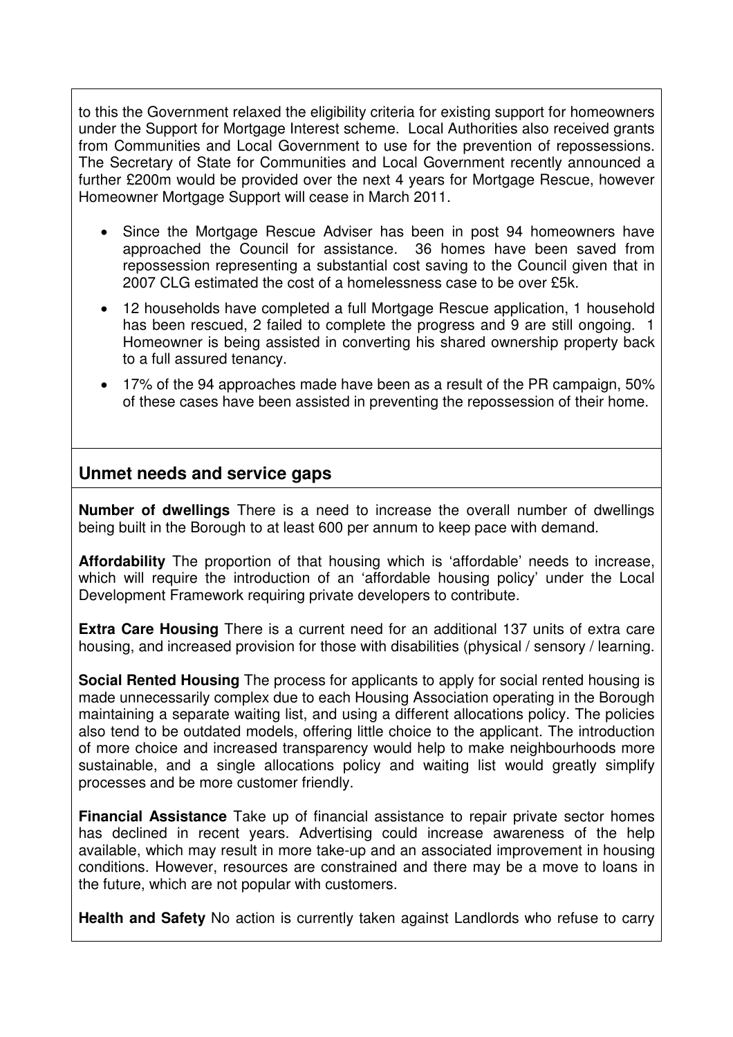to this the Government relaxed the eligibility criteria for existing support for homeowners under the Support for Mortgage Interest scheme. Local Authorities also received grants from Communities and Local Government to use for the prevention of repossessions. The Secretary of State for Communities and Local Government recently announced a further £200m would be provided over the next 4 years for Mortgage Rescue, however Homeowner Mortgage Support will cease in March 2011.

- Since the Mortgage Rescue Adviser has been in post 94 homeowners have approached the Council for assistance. 36 homes have been saved from repossession representing a substantial cost saving to the Council given that in 2007 CLG estimated the cost of a homelessness case to be over £5k.
- 12 households have completed a full Mortgage Rescue application, 1 household has been rescued, 2 failed to complete the progress and 9 are still ongoing. 1 Homeowner is being assisted in converting his shared ownership property back to a full assured tenancy.
- 17% of the 94 approaches made have been as a result of the PR campaign, 50% of these cases have been assisted in preventing the repossession of their home.

## Unmet needs and service gaps

**Number of dwellings** There is a need to increase the overall number of dwellings being built in the Borough to at least 600 per annum to keep pace with demand.

**Affordability** The proportion of that housing which is 'affordable' needs to increase, which will require the introduction of an 'affordable housing policy' under the Local Development Framework requiring private developers to contribute.

**Extra Care Housing** There is a current need for an additional 137 units of extra care housing, and increased provision for those with disabilities (physical / sensory / learning.

**Social Rented Housing** The process for applicants to apply for social rented housing is made unnecessarily complex due to each Housing Association operating in the Borough maintaining a separate waiting list, and using a different allocations policy. The policies also tend to be outdated models, offering little choice to the applicant. The introduction of more choice and increased transparency would help to make neighbourhoods more sustainable, and a single allocations policy and waiting list would greatly simplify processes and be more customer friendly.

**Financial Assistance** Take up of financial assistance to repair private sector homes has declined in recent years. Advertising could increase awareness of the help available, which may result in more take-up and an associated improvement in housing conditions. However, resources are constrained and there may be a move to loans in the future, which are not popular with customers.

**Health and Safety** No action is currently taken against Landlords who refuse to carry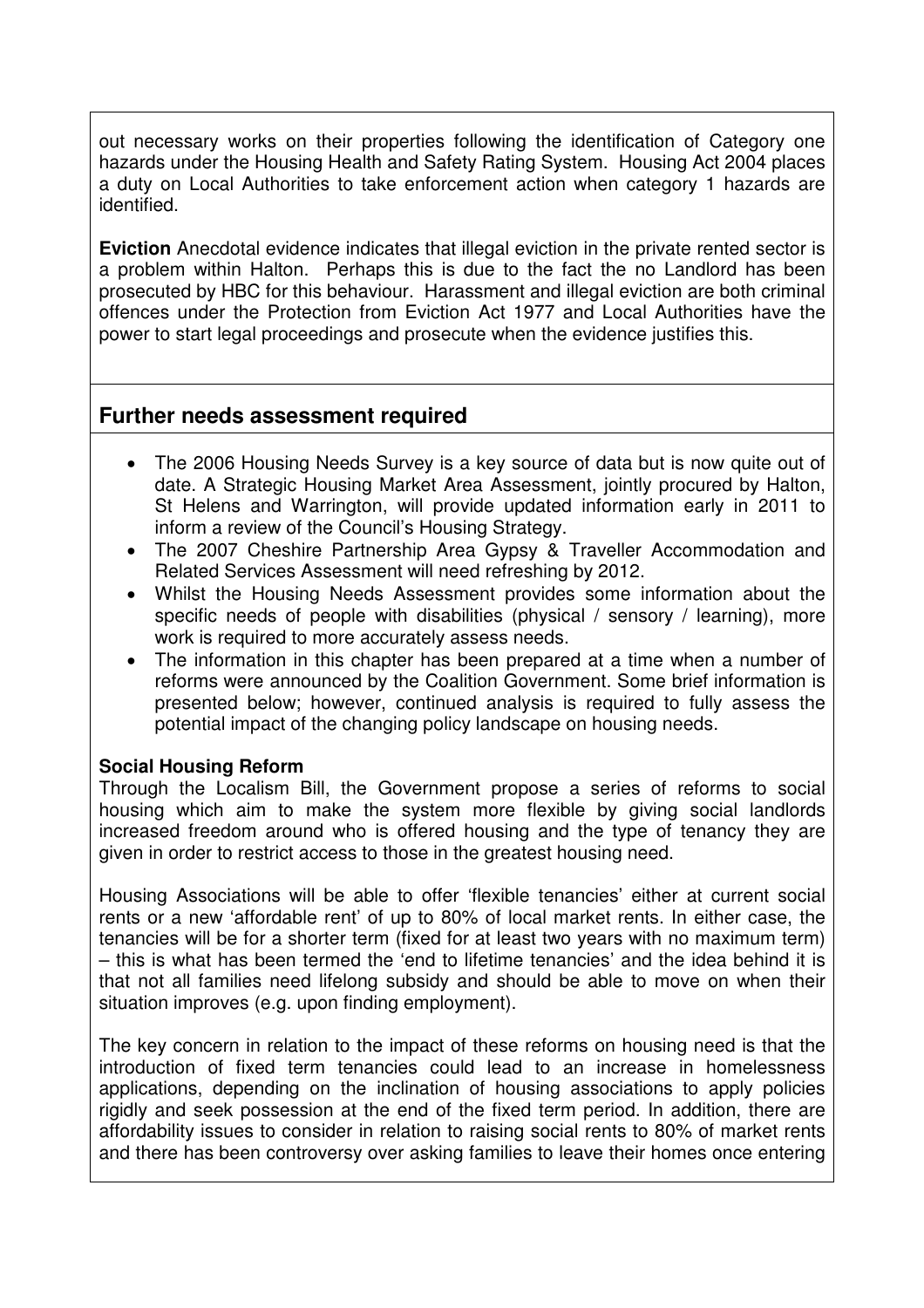out necessary works on their properties following the identification of Category one hazards under the Housing Health and Safety Rating System. Housing Act 2004 places a duty on Local Authorities to take enforcement action when category 1 hazards are identified.

**Eviction** Anecdotal evidence indicates that illegal eviction in the private rented sector is a problem within Halton. Perhaps this is due to the fact the no Landlord has been prosecuted by HBC for this behaviour. Harassment and illegal eviction are both criminal offences under the Protection from Eviction Act 1977 and Local Authorities have the power to start legal proceedings and prosecute when the evidence justifies this.

## Further needs assessment required

- The 2006 Housing Needs Survey is a key source of data but is now quite out of date. A Strategic Housing Market Area Assessment, jointly procured by Halton, St Helens and Warrington, will provide updated information early in 2011 to inform a review of the Council's Housing Strategy.
- The 2007 Cheshire Partnership Area Gypsy & Traveller Accommodation and Related Services Assessment will need refreshing by 2012.
- Whilst the Housing Needs Assessment provides some information about the specific needs of people with disabilities (physical / sensory / learning), more work is required to more accurately assess needs.
- The information in this chapter has been prepared at a time when a number of reforms were announced by the Coalition Government. Some brief information is presented below; however, continued analysis is required to fully assess the potential impact of the changing policy landscape on housing needs.

**Social Housing Reform**

Through the Localism Bill, the Government propose a series of reforms to social housing which aim to make the system more flexible by giving social landlords increased freedom around who is offered housing and the type of tenancy they are given in order to restrict access to those in the greatest housing need.

Housing Associations will be able to offer 'flexible tenancies' either at current social rents or a new 'affordable rent' of up to 80% of local market rents. In either case, the tenancies will be for a shorter term (fixed for at least two years with no maximum term) – this is what has been termed the 'end to lifetime tenancies' and the idea behind it is that not all families need lifelong subsidy and should be able to move on when their situation improves (e.g. upon finding employment).

The key concern in relation to the impact of these reforms on housing need is that the introduction of fixed term tenancies could lead to an increase in homelessness applications, depending on the inclination of housing associations to apply policies rigidly and seek possession at the end of the fixed term period. In addition, there are affordability issues to consider in relation to raising social rents to 80% of market rents and there has been controversy over asking families to leave their homes once entering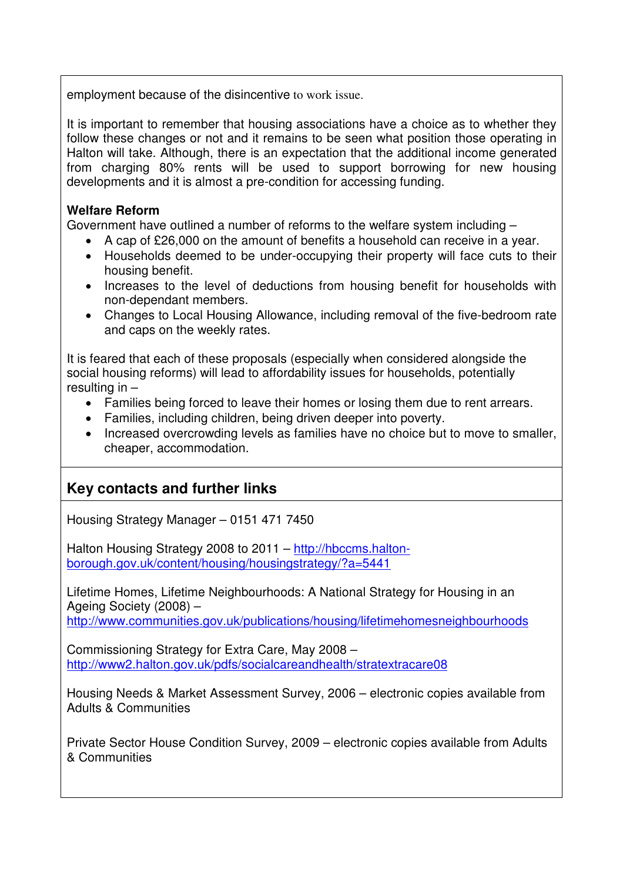employment because of the disincentive to work issue.

It is important to remember that housing associations have a choice as to whether they follow these changes or not and it remains to be seen what position those operating in Halton will take. Although, there is an expectation that the additional income generated from charging 80% rents will be used to support borrowing for new housing developments and it is almost a pre-condition for accessing funding.

**Welfare Reform**

Government have outlined a number of reforms to the welfare system including –

- A cap of £26,000 on the amount of benefits a household can receive in a year.
- Households deemed to be under-occupying their property will face cuts to their housing benefit.
- Increases to the level of deductions from housing benefit for households with non-dependant members.
- Changes to Local Housing Allowance, including removal of the five-bedroom rate and caps on the weekly rates.

It is feared that each of these proposals (especially when considered alongside the social housing reforms) will lead to affordability issues for households, potentially resulting in –

- Families being forced to leave their homes or losing them due to rent arrears.
- Families, including children, being driven deeper into poverty.
- Increased overcrowding levels as families have no choice but to move to smaller, cheaper, accommodation.

## Key contacts and further links

Housing Strategy Manager – 0151 471 7450

Halton Housing Strategy 2008 to 2011 – http://hbccms.halton-borough.gov.uk/content/housing/housingstrategy/?a=5441

Lifetime Homes, Lifetime Neighbourhoods: A National Strategy for Housing in an Ageing Society (2008) – http://www.communities.gov.uk/publications/housing/lifetimehomesneighbourhoods

Commissioning Strategy for Extra Care, May 2008 – http://www2.halton.gov.uk/pdfs/socialcareandhealth/stratextracare08

Housing Needs & Market Assessment Survey, 2006 – electronic copies available from Adults & Communities

Private Sector House Condition Survey, 2009 – electronic copies available from Adults & Communities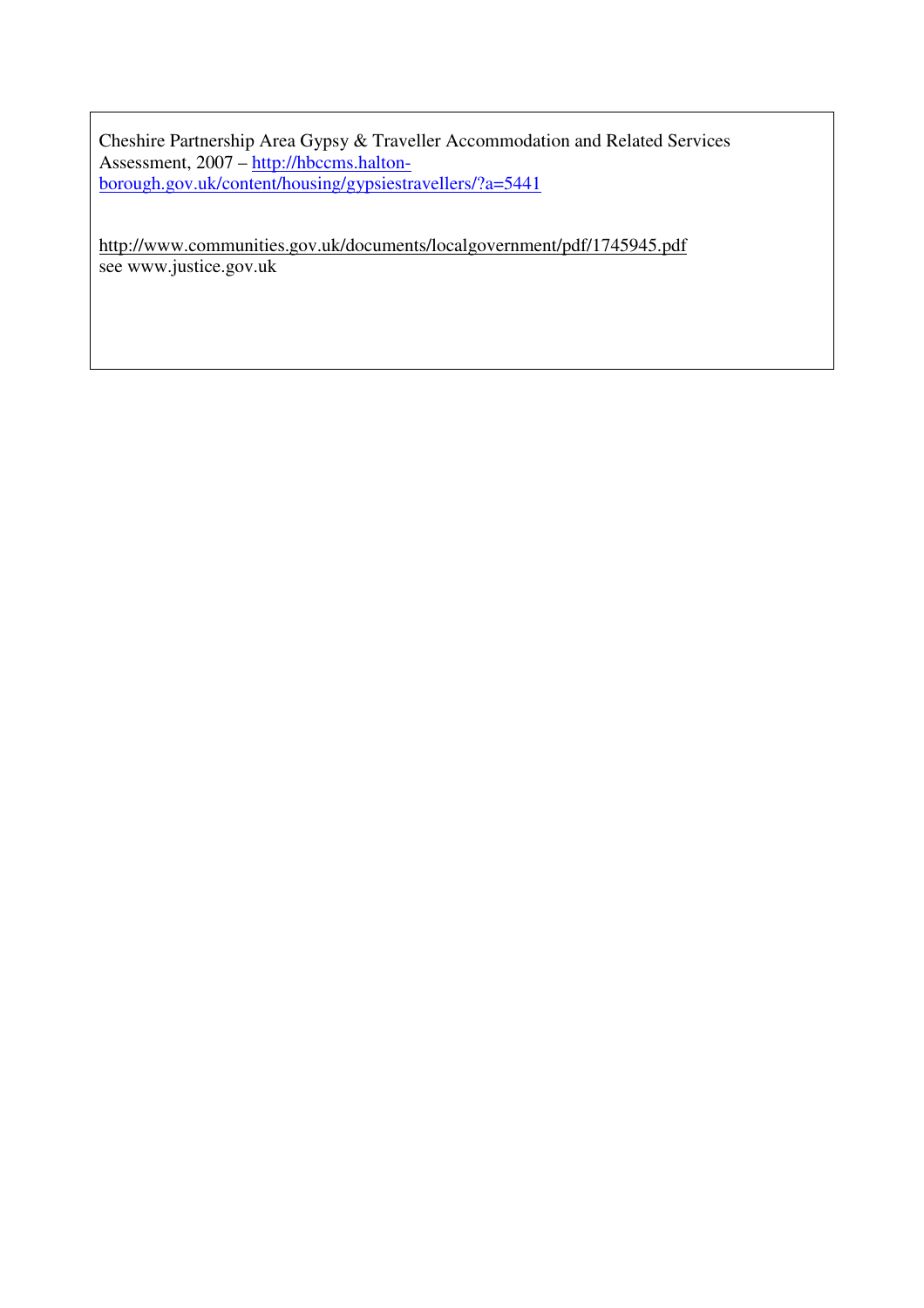Cheshire Partnership Area Gypsy & Traveller Accommodation and Related Services Assessment, 2007 – http://hbccms.halton-borough.gov.uk/content/housing/gypsiestravellers/?a=5441

http://www.communities.gov.uk/documents/localgovernment/pdf/1745945.pdf
see www.justice.gov.uk